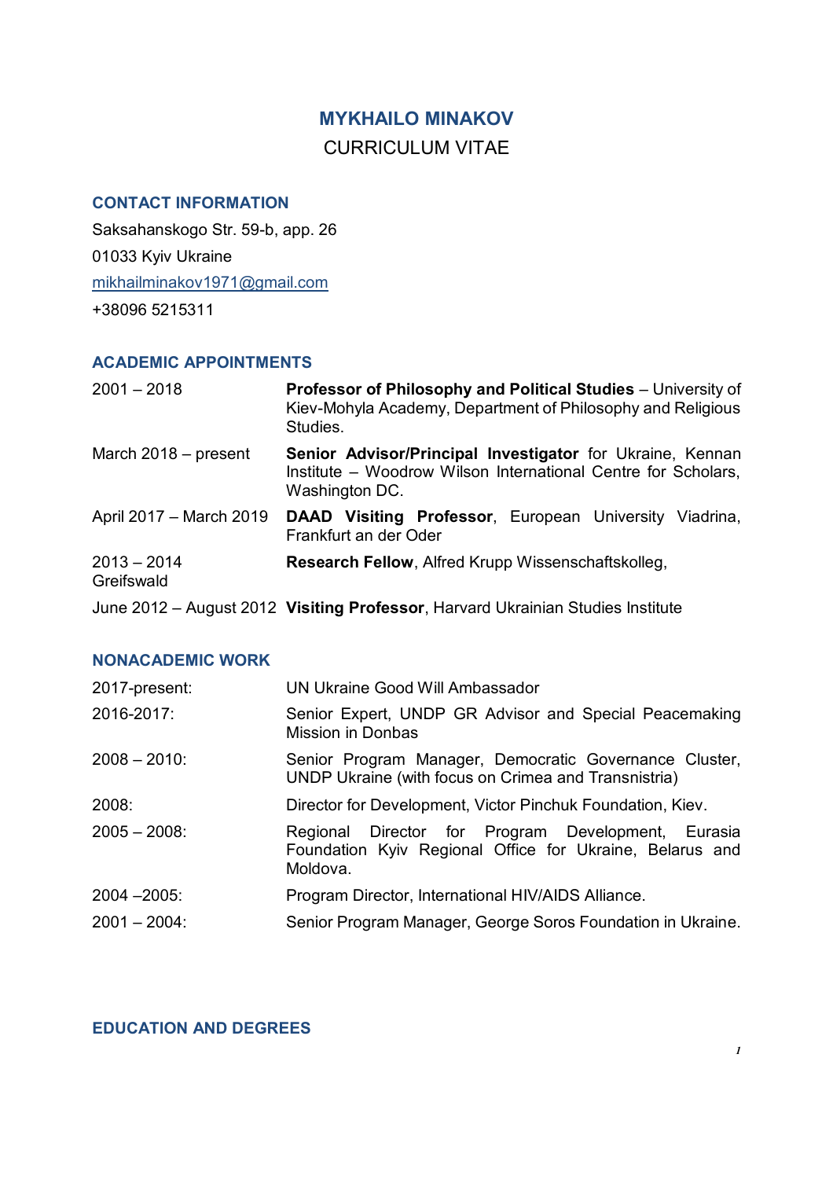# MYKHAILO MINAKOV

CURRICULUM VITAE

## CONTACT INFORMATION

Saksahanskogo Str. 59-b, app. 26

01033 Kyiv Ukraine

mikhailminakov1971@gmail.com

+38096 5215311

## ACADEMIC APPOINTMENTS

| | |
|---|---|
| 2001 – 2018 | **Professor of Philosophy and Political Studies** – University of Kiev-Mohyla Academy, Department of Philosophy and Religious Studies. |
| March 2018 – present | **Senior Advisor/Principal Investigator** for Ukraine, Kennan Institute – Woodrow Wilson International Centre for Scholars, Washington DC. |
| April 2017 – March 2019 | **DAAD Visiting Professor**, European University Viadrina, Frankfurt an der Oder |
| 2013 – 2014 | **Research Fellow**, Alfred Krupp Wissenschaftskolleg, Greifswald |
| June 2012 – August 2012 | **Visiting Professor**, Harvard Ukrainian Studies Institute |

## NONACADEMIC WORK

| | |
|---|---|
| 2017-present: | UN Ukraine Good Will Ambassador |
| 2016-2017: | Senior Expert, UNDP GR Advisor and Special Peacemaking Mission in Donbas |
| 2008 – 2010: | Senior Program Manager, Democratic Governance Cluster, UNDP Ukraine (with focus on Crimea and Transnistria) |
| 2008: | Director for Development, Victor Pinchuk Foundation, Kiev. |
| 2005 – 2008: | Regional Director for Program Development, Eurasia Foundation Kyiv Regional Office for Ukraine, Belarus and Moldova. |
| 2004 –2005: | Program Director, International HIV/AIDS Alliance. |
| 2001 – 2004: | Senior Program Manager, George Soros Foundation in Ukraine. |

## EDUCATION AND DEGREES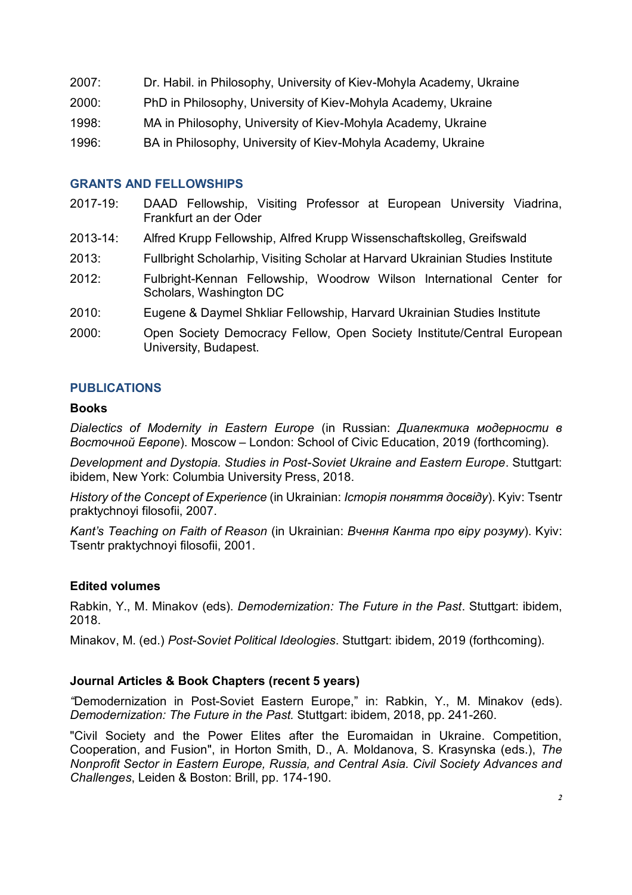2007: Dr. Habil. in Philosophy, University of Kiev-Mohyla Academy, Ukraine

2000: PhD in Philosophy, University of Kiev-Mohyla Academy, Ukraine

1998: MA in Philosophy, University of Kiev-Mohyla Academy, Ukraine

1996: BA in Philosophy, University of Kiev-Mohyla Academy, Ukraine

## GRANTS AND FELLOWSHIPS

2017-19: DAAD Fellowship, Visiting Professor at European University Viadrina, Frankfurt an der Oder

2013-14: Alfred Krupp Fellowship, Alfred Krupp Wissenschaftskolleg, Greifswald

2013: Fullbright Scholarhip, Visiting Scholar at Harvard Ukrainian Studies Institute

2012: Fulbright-Kennan Fellowship, Woodrow Wilson International Center for Scholars, Washington DC

2010: Eugene & Daymel Shkliar Fellowship, Harvard Ukrainian Studies Institute

2000: Open Society Democracy Fellow, Open Society Institute/Central European University, Budapest.

## PUBLICATIONS

### Books

*Dialectics of Modernity in Eastern Europe* (in Russian: *Диалектика модерности в Восточной Европе*). Moscow – London: School of Civic Education, 2019 (forthcoming).

*Development and Dystopia. Studies in Post-Soviet Ukraine and Eastern Europe*. Stuttgart: ibidem, New York: Columbia University Press, 2018.

*History of the Concept of Experience* (in Ukrainian: *Історія поняття досвіду*). Kyiv: Tsentr praktychnoyi filosofii, 2007.

*Kant's Teaching on Faith of Reason* (in Ukrainian: *Вчення Канта про віру розуму*). Kyiv: Tsentr praktychnoyi filosofii, 2001.

### Edited volumes

Rabkin, Y., M. Minakov (eds). *Demodernization: The Future in the Past*. Stuttgart: ibidem, 2018.

Minakov, M. (ed.) *Post-Soviet Political Ideologies*. Stuttgart: ibidem, 2019 (forthcoming).

### Journal Articles & Book Chapters (recent 5 years)

*"*Demodernization in Post-Soviet Eastern Europe," in: Rabkin, Y., M. Minakov (eds). *Demodernization: The Future in the Past.* Stuttgart: ibidem, 2018, pp. 241-260.

"Civil Society and the Power Elites after the Euromaidan in Ukraine. Competition, Cooperation, and Fusion", in Horton Smith, D., A. Moldanova, S. Krasynska (eds.), *The Nonprofit Sector in Eastern Europe, Russia, and Central Asia. Civil Society Advances and Challenges*, Leiden & Boston: Brill, pp. 174-190.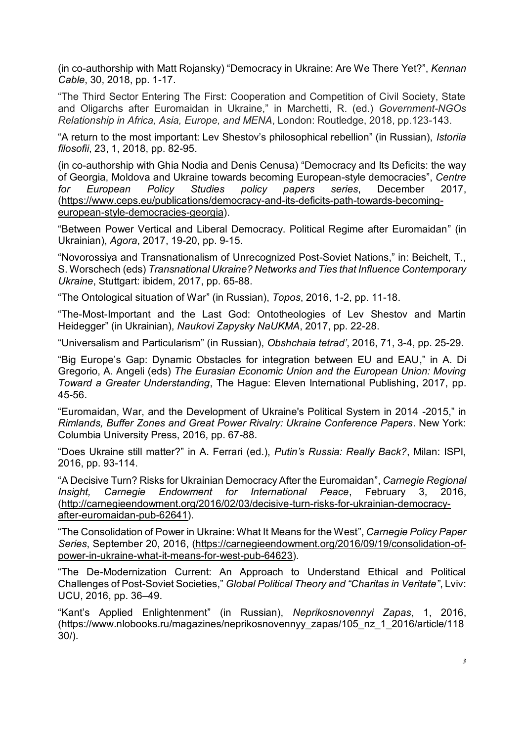(in co-authorship with Matt Rojansky) "Democracy in Ukraine: Are We There Yet?", *Kennan Cable*, 30, 2018, pp. 1-17.

"The Third Sector Entering The First: Cooperation and Competition of Civil Society, State and Oligarchs after Euromaidan in Ukraine," in Marchetti, R. (ed.) *Government-NGOs Relationship in Africa, Asia, Europe, and MENA*, London: Routledge, 2018, pp.123-143.

"A return to the most important: Lev Shestov's philosophical rebellion" (in Russian), *Istoriia filosofii*, 23, 1, 2018, pp. 82-95.

(in co-authorship with Ghia Nodia and Denis Cenusa) "Democracy and Its Deficits: the way of Georgia, Moldova and Ukraine towards becoming European-style democracies", *Centre for European Policy Studies policy papers series*, December 2017, (https://www.ceps.eu/publications/democracy-and-its-deficits-path-towards-becoming-european-style-democracies-georgia).

"Between Power Vertical and Liberal Democracy. Political Regime after Euromaidan" (in Ukrainian), *Agora*, 2017, 19-20, pp. 9-15.

"Novorossiya and Transnationalism of Unrecognized Post-Soviet Nations," in: Beichelt, T., S. Worschech (eds) *Transnational Ukraine? Networks and Ties that Influence Contemporary Ukraine*, Stuttgart: ibidem, 2017, pp. 65-88.

"The Ontological situation of War" (in Russian), *Topos*, 2016, 1-2, pp. 11-18.

"The-Most-Important and the Last God: Ontotheologies of Lev Shestov and Martin Heidegger" (in Ukrainian), *Naukovi Zapysky NaUKMA*, 2017, pp. 22-28.

"Universalism and Particularism" (in Russian), *Obshchaia tetrad'*, 2016, 71, 3-4, pp. 25-29.

"Big Europe's Gap: Dynamic Obstacles for integration between EU and EAU," in A. Di Gregorio, A. Angeli (eds) *The Eurasian Economic Union and the European Union: Moving Toward a Greater Understanding*, The Hague: Eleven International Publishing, 2017, pp. 45-56.

"Euromaidan, War, and the Development of Ukraine's Political System in 2014 -2015," in *Rimlands, Buffer Zones and Great Power Rivalry: Ukraine Conference Papers*. New York: Columbia University Press, 2016, pp. 67-88.

"Does Ukraine still matter?" in A. Ferrari (ed.), *Putin's Russia: Really Back?*, Milan: ISPI, 2016, pp. 93-114.

"A Decisive Turn? Risks for Ukrainian Democracy After the Euromaidan", *Carnegie Regional Insight, Carnegie Endowment for International Peace*, February 3, 2016, (http://carnegieendowment.org/2016/02/03/decisive-turn-risks-for-ukrainian-democracy-after-euromaidan-pub-62641).

"The Consolidation of Power in Ukraine: What It Means for the West", *Carnegie Policy Paper Series*, September 20, 2016, (https://carnegieendowment.org/2016/09/19/consolidation-of-power-in-ukraine-what-it-means-for-west-pub-64623).

"The De-Modernization Current: An Approach to Understand Ethical and Political Challenges of Post-Soviet Societies," *Global Political Theory and "Charitas in Veritate"*, Lviv: UCU, 2016, pp. 36–49.

"Kant's Applied Enlightenment" (in Russian), *Neprikosnovennyi Zapas*, 1, 2016, (https://www.nlobooks.ru/magazines/neprikosnovennyy_zapas/105_nz_1_2016/article/11830/).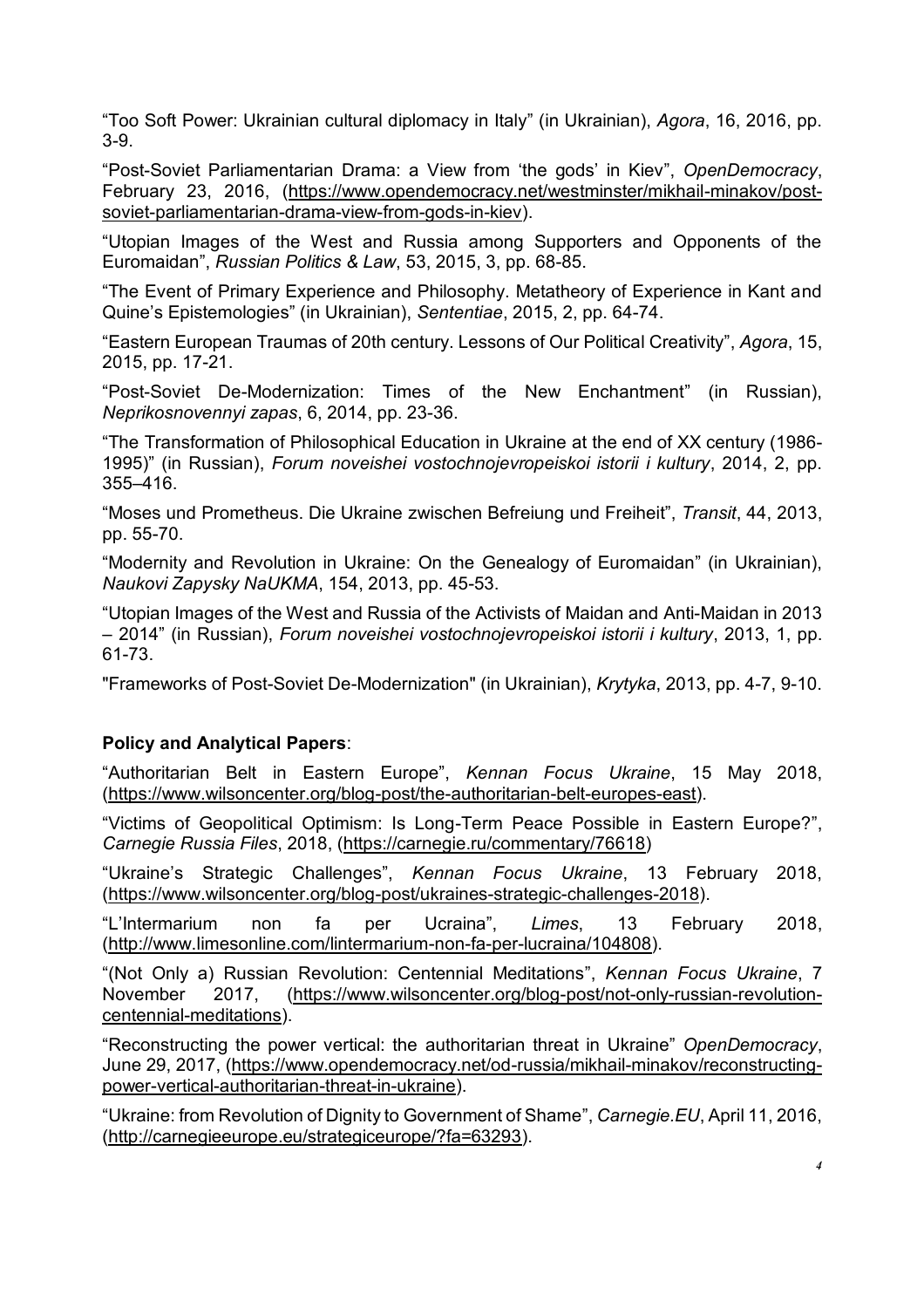"Too Soft Power: Ukrainian cultural diplomacy in Italy" (in Ukrainian), *Agora*, 16, 2016, pp. 3-9.

"Post-Soviet Parliamentarian Drama: a View from 'the gods' in Kiev", *OpenDemocracy*, February 23, 2016, (https://www.opendemocracy.net/westminster/mikhail-minakov/post-soviet-parliamentarian-drama-view-from-gods-in-kiev).

"Utopian Images of the West and Russia among Supporters and Opponents of the Euromaidan", *Russian Politics & Law*, 53, 2015, 3, pp. 68-85.

"The Event of Primary Experience and Philosophy. Metatheory of Experience in Kant and Quine's Epistemologies" (in Ukrainian), *Sententiae*, 2015, 2, pp. 64-74.

"Eastern European Traumas of 20th century. Lessons of Our Political Creativity", *Agora*, 15, 2015, pp. 17-21.

"Post-Soviet De-Modernization: Times of the New Enchantment" (in Russian), *Neprikosnovennyi zapas*, 6, 2014, pp. 23-36.

"The Transformation of Philosophical Education in Ukraine at the end of XX century (1986-1995)" (in Russian), *Forum noveishei vostochnojevropeiskoi istorii i kultury*, 2014, 2, pp. 355–416.

"Moses und Prometheus. Die Ukraine zwischen Befreiung und Freiheit", *Transit*, 44, 2013, pp. 55-70.

"Modernity and Revolution in Ukraine: On the Genealogy of Euromaidan" (in Ukrainian), *Naukovi Zapysky NaUKMA*, 154, 2013, pp. 45-53.

"Utopian Images of the West and Russia of the Activists of Maidan and Anti-Maidan in 2013 – 2014" (in Russian), *Forum noveishei vostochnojevropeiskoi istorii i kultury*, 2013, 1, pp. 61-73.

"Frameworks of Post-Soviet De-Modernization" (in Ukrainian), *Krytyka*, 2013, pp. 4-7, 9-10.

**Policy and Analytical Papers**:

"Authoritarian Belt in Eastern Europe", *Kennan Focus Ukraine*, 15 May 2018, (https://www.wilsoncenter.org/blog-post/the-authoritarian-belt-europes-east).

"Victims of Geopolitical Optimism: Is Long-Term Peace Possible in Eastern Europe?", *Carnegie Russia Files*, 2018, (https://carnegie.ru/commentary/76618)

"Ukraine's Strategic Challenges", *Kennan Focus Ukraine*, 13 February 2018, (https://www.wilsoncenter.org/blog-post/ukraines-strategic-challenges-2018).

"L'Intermarium non fa per Ucraina", *Limes*, 13 February 2018, (http://www.limesonline.com/lintermarium-non-fa-per-lucraina/104808).

"(Not Only a) Russian Revolution: Centennial Meditations", *Kennan Focus Ukraine*, 7 November 2017, (https://www.wilsoncenter.org/blog-post/not-only-russian-revolution-centennial-meditations).

"Reconstructing the power vertical: the authoritarian threat in Ukraine" *OpenDemocracy*, June 29, 2017, (https://www.opendemocracy.net/od-russia/mikhail-minakov/reconstructing-power-vertical-authoritarian-threat-in-ukraine).

"Ukraine: from Revolution of Dignity to Government of Shame", *Carnegie.EU*, April 11, 2016, (http://carnegieeurope.eu/strategiceurope/?fa=63293).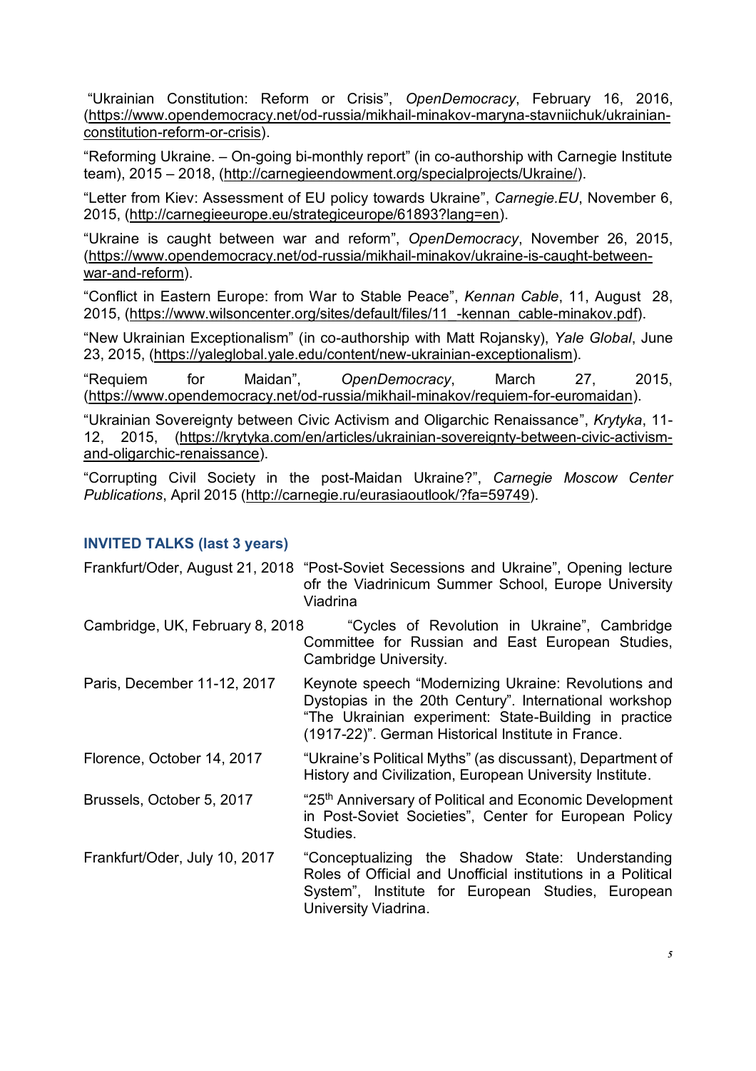"Ukrainian Constitution: Reform or Crisis", *OpenDemocracy*, February 16, 2016, (https://www.opendemocracy.net/od-russia/mikhail-minakov-maryna-stavniichuk/ukrainian-constitution-reform-or-crisis).

"Reforming Ukraine. – On-going bi-monthly report" (in co-authorship with Carnegie Institute team), 2015 – 2018, (http://carnegieendowment.org/specialprojects/Ukraine/).

"Letter from Kiev: Assessment of EU policy towards Ukraine", *Carnegie.EU*, November 6, 2015, (http://carnegieeurope.eu/strategiceurope/61893?lang=en).

"Ukraine is caught between war and reform", *OpenDemocracy*, November 26, 2015, (https://www.opendemocracy.net/od-russia/mikhail-minakov/ukraine-is-caught-between-war-and-reform).

"Conflict in Eastern Europe: from War to Stable Peace", *Kennan Cable*, 11, August 28, 2015, (https://www.wilsoncenter.org/sites/default/files/11_-kennan_cable-minakov.pdf).

"New Ukrainian Exceptionalism" (in co-authorship with Matt Rojansky), *Yale Global*, June 23, 2015, (https://yaleglobal.yale.edu/content/new-ukrainian-exceptionalism).

"Requiem for Maidan", *OpenDemocracy*, March 27, 2015, (https://www.opendemocracy.net/od-russia/mikhail-minakov/requiem-for-euromaidan).

"Ukrainian Sovereignty between Civic Activism and Oligarchic Renaissance", *Krytyka*, 11-12, 2015, (https://krytyka.com/en/articles/ukrainian-sovereignty-between-civic-activism-and-oligarchic-renaissance).

"Corrupting Civil Society in the post-Maidan Ukraine?", *Carnegie Moscow Center Publications*, April 2015 (http://carnegie.ru/eurasiaoutlook/?fa=59749).

## INVITED TALKS (last 3 years)

| | |
|---|---|
| Frankfurt/Oder, August 21, 2018 | "Post-Soviet Secessions and Ukraine", Opening lecture ofr the Viadrinicum Summer School, Europe University Viadrina |
| Cambridge, UK, February 8, 2018 | "Cycles of Revolution in Ukraine", Cambridge Committee for Russian and East European Studies, Cambridge University. |
| Paris, December 11-12, 2017 | Keynote speech "Modernizing Ukraine: Revolutions and Dystopias in the 20th Century". International workshop "The Ukrainian experiment: State-Building in practice (1917-22)". German Historical Institute in France. |
| Florence, October 14, 2017 | "Ukraine's Political Myths" (as discussant), Department of History and Civilization, European University Institute. |
| Brussels, October 5, 2017 | "25th Anniversary of Political and Economic Development in Post-Soviet Societies", Center for European Policy Studies. |
| Frankfurt/Oder, July 10, 2017 | "Conceptualizing the Shadow State: Understanding Roles of Official and Unofficial institutions in a Political System", Institute for European Studies, European University Viadrina. |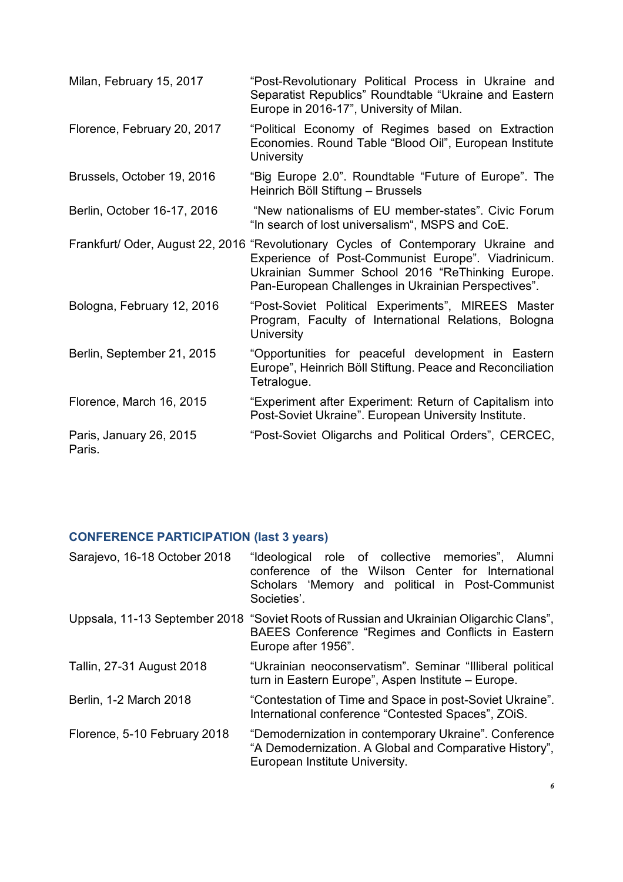| | |
|---|---|
| Milan, February 15, 2017 | "Post-Revolutionary Political Process in Ukraine and Separatist Republics" Roundtable "Ukraine and Eastern Europe in 2016-17", University of Milan. |
| Florence, February 20, 2017 | "Political Economy of Regimes based on Extraction Economies. Round Table "Blood Oil", European Institute University |
| Brussels, October 19, 2016 | "Big Europe 2.0". Roundtable "Future of Europe". The Heinrich Böll Stiftung – Brussels |
| Berlin, October 16-17, 2016 | "New nationalisms of EU member-states". Civic Forum "In search of lost universalism", MSPS and CoE. |
| Frankfurt/ Oder, August 22, 2016 | "Revolutionary Cycles of Contemporary Ukraine and Experience of Post-Communist Europe". Viadrinicum. Ukrainian Summer School 2016 "ReThinking Europe. Pan-European Challenges in Ukrainian Perspectives". |
| Bologna, February 12, 2016 | "Post-Soviet Political Experiments", MIREES Master Program, Faculty of International Relations, Bologna University |
| Berlin, September 21, 2015 | "Opportunities for peaceful development in Eastern Europe", Heinrich Böll Stiftung. Peace and Reconciliation Tetralogue. |
| Florence, March 16, 2015 | "Experiment after Experiment: Return of Capitalism into Post-Soviet Ukraine". European University Institute. |
| Paris, January 26, 2015 | "Post-Soviet Oligarchs and Political Orders", CERCEC, Paris. |

## CONFERENCE PARTICIPATION (last 3 years)

| | |
|---|---|
| Sarajevo, 16-18 October 2018 | "Ideological role of collective memories", Alumni conference of the Wilson Center for International Scholars 'Memory and political in Post-Communist Societies'. |
| Uppsala, 11-13 September 2018 | "Soviet Roots of Russian and Ukrainian Oligarchic Clans", BAEES Conference "Regimes and Conflicts in Eastern Europe after 1956". |
| Tallin, 27-31 August 2018 | "Ukrainian neoconservatism". Seminar "Illiberal political turn in Eastern Europe", Aspen Institute – Europe. |
| Berlin, 1-2 March 2018 | "Contestation of Time and Space in post-Soviet Ukraine". International conference "Contested Spaces", ZOiS. |
| Florence, 5-10 February 2018 | "Demodernization in contemporary Ukraine". Conference "A Demodernization. A Global and Comparative History", European Institute University. |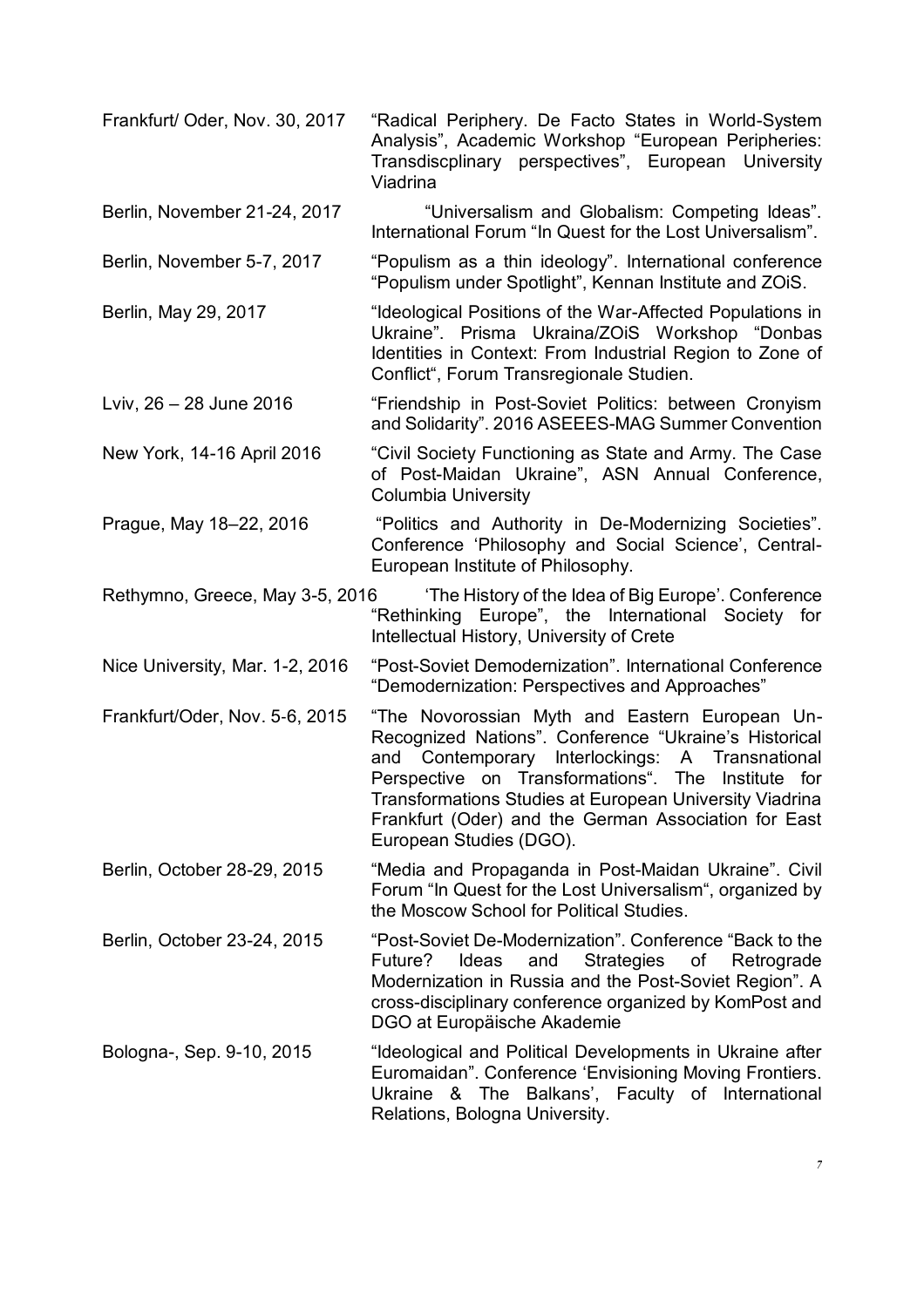Frankfurt/ Oder, Nov. 30, 2017 — "Radical Periphery. De Facto States in World-System Analysis", Academic Workshop "European Peripheries: Transdiscplinary perspectives", European University Viadrina

Berlin, November 21-24, 2017 — "Universalism and Globalism: Competing Ideas". International Forum "In Quest for the Lost Universalism".

Berlin, November 5-7, 2017 — "Populism as a thin ideology". International conference "Populism under Spotlight", Kennan Institute and ZOiS.

Berlin, May 29, 2017 — "Ideological Positions of the War-Affected Populations in Ukraine". Prisma Ukraina/ZOiS Workshop "Donbas Identities in Context: From Industrial Region to Zone of Conflict", Forum Transregionale Studien.

Lviv, 26 – 28 June 2016 — "Friendship in Post-Soviet Politics: between Cronyism and Solidarity". 2016 ASEEES-MAG Summer Convention

New York, 14-16 April 2016 — "Civil Society Functioning as State and Army. The Case of Post-Maidan Ukraine", ASN Annual Conference, Columbia University

Prague, May 18–22, 2016 — "Politics and Authority in De-Modernizing Societies". Conference 'Philosophy and Social Science', Central-European Institute of Philosophy.

Rethymno, Greece, May 3-5, 2016 — 'The History of the Idea of Big Europe'. Conference "Rethinking Europe", the International Society for Intellectual History, University of Crete

Nice University, Mar. 1-2, 2016 — "Post-Soviet Demodernization". International Conference "Demodernization: Perspectives and Approaches"

Frankfurt/Oder, Nov. 5-6, 2015 — "The Novorossian Myth and Eastern European Un-Recognized Nations". Conference "Ukraine's Historical and Contemporary Interlockings: A Transnational Perspective on Transformations". The Institute for Transformations Studies at European University Viadrina Frankfurt (Oder) and the German Association for East European Studies (DGO).

Berlin, October 28-29, 2015 — "Media and Propaganda in Post-Maidan Ukraine". Civil Forum "In Quest for the Lost Universalism", organized by the Moscow School for Political Studies.

Berlin, October 23-24, 2015 — "Post-Soviet De-Modernization". Conference "Back to the Future? Ideas and Strategies of Retrograde Modernization in Russia and the Post-Soviet Region". A cross-disciplinary conference organized by KomPost and DGO at Europäische Akademie

Bologna-, Sep. 9-10, 2015 — "Ideological and Political Developments in Ukraine after Euromaidan". Conference 'Envisioning Moving Frontiers. Ukraine & The Balkans', Faculty of International Relations, Bologna University.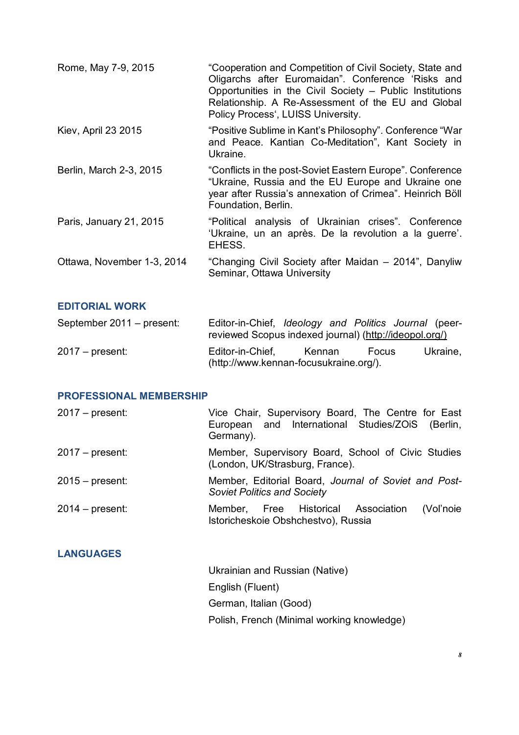| | |
|---|---|
| Rome, May 7-9, 2015 | "Cooperation and Competition of Civil Society, State and Oligarchs after Euromaidan". Conference 'Risks and Opportunities in the Civil Society – Public Institutions Relationship. A Re-Assessment of the EU and Global Policy Process', LUISS University. |
| Kiev, April 23 2015 | "Positive Sublime in Kant's Philosophy". Conference "War and Peace. Kantian Co-Meditation", Kant Society in Ukraine. |
| Berlin, March 2-3, 2015 | "Conflicts in the post-Soviet Eastern Europe". Conference "Ukraine, Russia and the EU Europe and Ukraine one year after Russia's annexation of Crimea". Heinrich Böll Foundation, Berlin. |
| Paris, January 21, 2015 | "Political analysis of Ukrainian crises". Conference 'Ukraine, un an après. De la revolution a la guerre'. EHESS. |
| Ottawa, November 1-3, 2014 | "Changing Civil Society after Maidan – 2014", Danyliw Seminar, Ottawa University |

## EDITORIAL WORK

| | |
|---|---|
| September 2011 – present: | Editor-in-Chief, *Ideology and Politics Journal* (peer-reviewed Scopus indexed journal) (http://ideopol.org/) |
| 2017 – present: | Editor-in-Chief, Kennan Focus Ukraine, (http://www.kennan-focusukraine.org/). |

## PROFESSIONAL MEMBERSHIP

| | |
|---|---|
| 2017 – present: | Vice Chair, Supervisory Board, The Centre for East European and International Studies/ZOiS (Berlin, Germany). |
| 2017 – present: | Member, Supervisory Board, School of Civic Studies (London, UK/Strasburg, France). |
| 2015 – present: | Member, Editorial Board, *Journal of Soviet and Post-Soviet Politics and Society* |
| 2014 – present: | Member, Free Historical Association (Vol'noie Istoricheskoie Obshchestvo), Russia |

## LANGUAGES

Ukrainian and Russian (Native)

English (Fluent)

German, Italian (Good)

Polish, French (Minimal working knowledge)